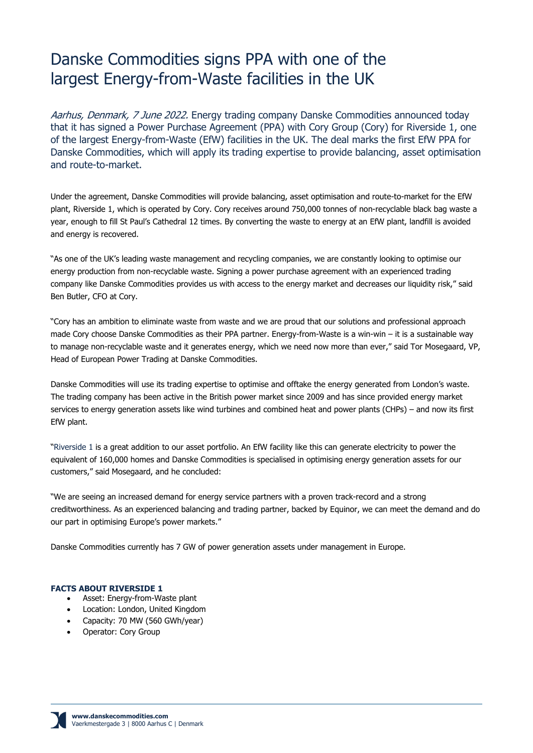# Danske Commodities signs PPA with one of the largest Energy-from-Waste facilities in the UK

*Aarhus, Denmark, 7 June 2022.* Energy trading company Danske Commodities announced today that it has signed a Power Purchase Agreement (PPA) with Cory Group (Cory) for Riverside 1, one of the largest Energy-from-Waste (EfW) facilities in the UK. The deal marks the first EfW PPA for Danske Commodities, which will apply its trading expertise to provide balancing, asset optimisation and route-to-market.

Under the agreement, Danske Commodities will provide balancing, asset optimisation and route-to-market for the EfW plant, Riverside 1, which is operated by Cory. Cory receives around 750,000 tonnes of non-recyclable black bag waste a year, enough to fill St Paul's Cathedral 12 times. By converting the waste to energy at an EfW plant, landfill is avoided and energy is recovered.

"As one of the UK's leading waste management and recycling companies, we are constantly looking to optimise our energy production from non-recyclable waste. Signing a power purchase agreement with an experienced trading company like Danske Commodities provides us with access to the energy market and decreases our liquidity risk," said Ben Butler, CFO at Cory.

"Cory has an ambition to eliminate waste from waste and we are proud that our solutions and professional approach made Cory choose Danske Commodities as their PPA partner. Energy-from-Waste is a win-win – it is a sustainable way to manage non-recyclable waste and it generates energy, which we need now more than ever," said Tor Mosegaard, VP, Head of European Power Trading at Danske Commodities.

Danske Commodities will use its trading expertise to optimise and offtake the energy generated from London's waste. The trading company has been active in the British power market since 2009 and has since provided energy market services to energy generation assets like wind turbines and combined heat and power plants (CHPs) – and now its first EfW plant.

"Riverside 1 is a great addition to our asset portfolio. An EfW facility like this can generate electricity to power the equivalent of 160,000 homes and Danske Commodities is specialised in optimising energy generation assets for our customers," said Mosegaard, and he concluded:

"We are seeing an increased demand for energy service partners with a proven track-record and a strong creditworthiness. As an experienced balancing and trading partner, backed by Equinor, we can meet the demand and do our part in optimising Europe's power markets."

Danske Commodities currently has 7 GW of power generation assets under management in Europe.

**FACTS ABOUT RIVERSIDE 1**

- Asset: Energy-from-Waste plant
- Location: London, United Kingdom
- Capacity: 70 MW (560 GWh/year)
- Operator: Cory Group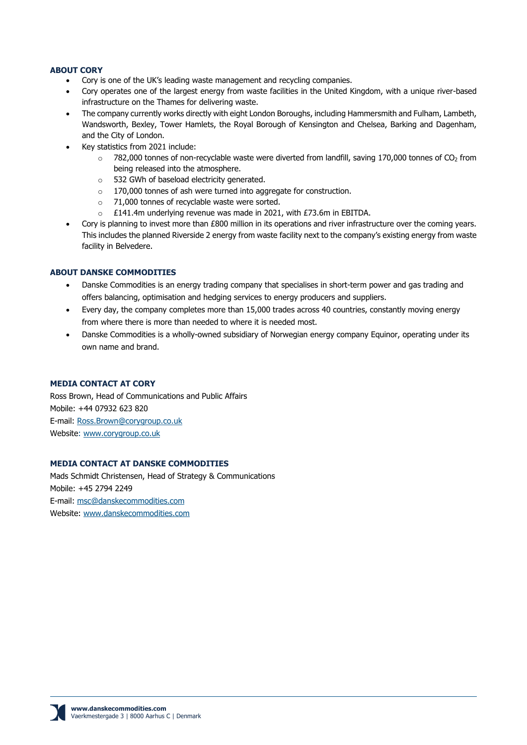**ABOUT CORY**

- Cory is one of the UK's leading waste management and recycling companies.
- Cory operates one of the largest energy from waste facilities in the United Kingdom, with a unique river-based infrastructure on the Thames for delivering waste.
- The company currently works directly with eight London Boroughs, including Hammersmith and Fulham, Lambeth, Wandsworth, Bexley, Tower Hamlets, the Royal Borough of Kensington and Chelsea, Barking and Dagenham, and the City of London.
- Key statistics from 2021 include:
    - 782,000 tonnes of non-recyclable waste were diverted from landfill, saving 170,000 tonnes of $CO_2$ from being released into the atmosphere.
    - 532 GWh of baseload electricity generated.
    - 170,000 tonnes of ash were turned into aggregate for construction.
    - 71,000 tonnes of recyclable waste were sorted.
    - £141.4m underlying revenue was made in 2021, with £73.6m in EBITDA.
- Cory is planning to invest more than £800 million in its operations and river infrastructure over the coming years. This includes the planned Riverside 2 energy from waste facility next to the company's existing energy from waste facility in Belvedere.

**ABOUT DANSKE COMMODITIES**

- Danske Commodities is an energy trading company that specialises in short-term power and gas trading and offers balancing, optimisation and hedging services to energy producers and suppliers.
- Every day, the company completes more than 15,000 trades across 40 countries, constantly moving energy from where there is more than needed to where it is needed most.
- Danske Commodities is a wholly-owned subsidiary of Norwegian energy company Equinor, operating under its own name and brand.

**MEDIA CONTACT AT CORY**

Ross Brown, Head of Communications and Public Affairs
Mobile: +44 07932 623 820
E-mail: Ross.Brown@corygroup.co.uk
Website: www.corygroup.co.uk

**MEDIA CONTACT AT DANSKE COMMODITIES**

Mads Schmidt Christensen, Head of Strategy & Communications
Mobile: +45 2794 2249
E-mail: msc@danskecommodities.com
Website: www.danskecommodities.com